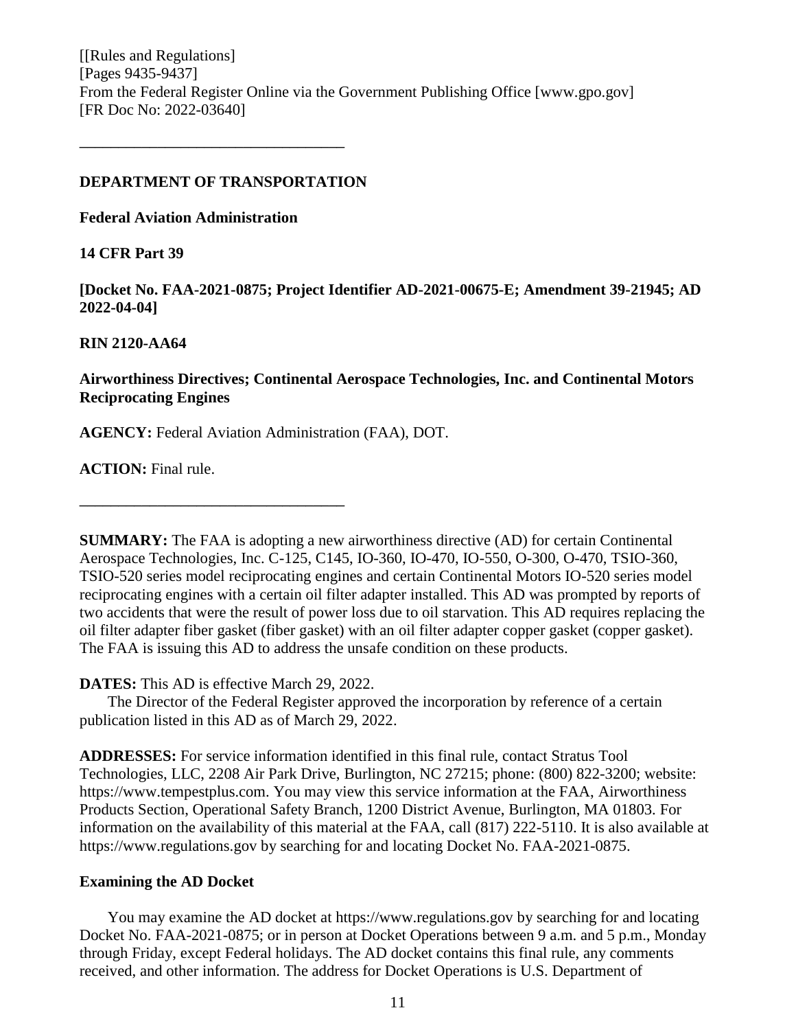[[Rules and Regulations]
[Pages 9435-9437]
From the Federal Register Online via the Government Publishing Office [www.gpo.gov]
[FR Doc No: 2022-03640]

---

**DEPARTMENT OF TRANSPORTATION**

**Federal Aviation Administration**

**14 CFR Part 39**

**[Docket No. FAA-2021-0875; Project Identifier AD-2021-00675-E; Amendment 39-21945; AD 2022-04-04]**

**RIN 2120-AA64**

**Airworthiness Directives; Continental Aerospace Technologies, Inc. and Continental Motors Reciprocating Engines**

**AGENCY:** Federal Aviation Administration (FAA), DOT.

**ACTION:** Final rule.

---

**SUMMARY:** The FAA is adopting a new airworthiness directive (AD) for certain Continental Aerospace Technologies, Inc. C-125, C145, IO-360, IO-470, IO-550, O-300, O-470, TSIO-360, TSIO-520 series model reciprocating engines and certain Continental Motors IO-520 series model reciprocating engines with a certain oil filter adapter installed. This AD was prompted by reports of two accidents that were the result of power loss due to oil starvation. This AD requires replacing the oil filter adapter fiber gasket (fiber gasket) with an oil filter adapter copper gasket (copper gasket). The FAA is issuing this AD to address the unsafe condition on these products.

**DATES:** This AD is effective March 29, 2022.

The Director of the Federal Register approved the incorporation by reference of a certain publication listed in this AD as of March 29, 2022.

**ADDRESSES:** For service information identified in this final rule, contact Stratus Tool Technologies, LLC, 2208 Air Park Drive, Burlington, NC 27215; phone: (800) 822-3200; website: https://www.tempestplus.com. You may view this service information at the FAA, Airworthiness Products Section, Operational Safety Branch, 1200 District Avenue, Burlington, MA 01803. For information on the availability of this material at the FAA, call (817) 222-5110. It is also available at https://www.regulations.gov by searching for and locating Docket No. FAA-2021-0875.

**Examining the AD Docket**

You may examine the AD docket at https://www.regulations.gov by searching for and locating Docket No. FAA-2021-0875; or in person at Docket Operations between 9 a.m. and 5 p.m., Monday through Friday, except Federal holidays. The AD docket contains this final rule, any comments received, and other information. The address for Docket Operations is U.S. Department of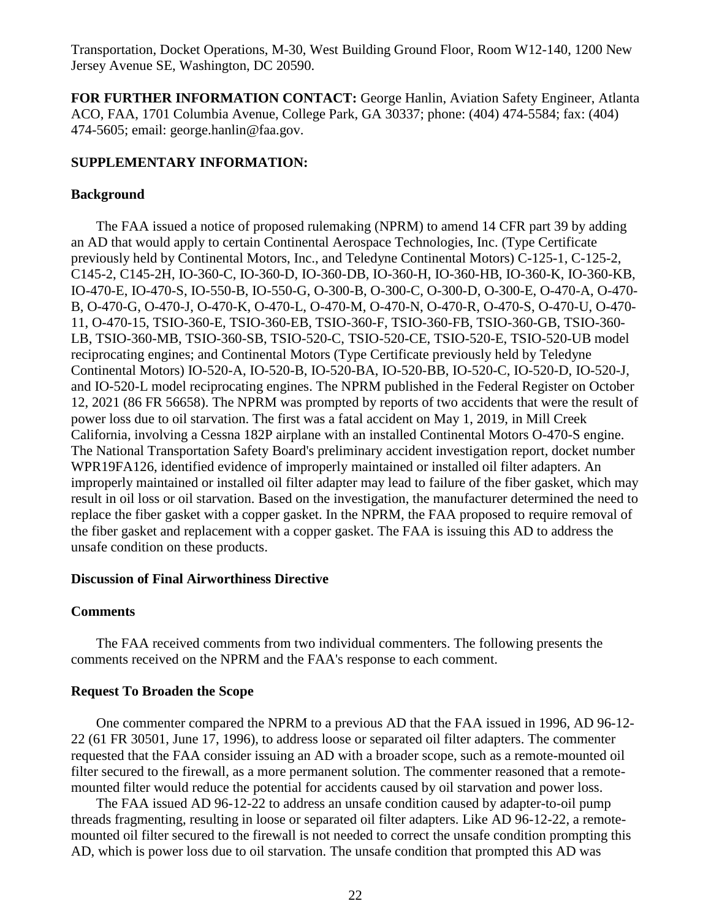Transportation, Docket Operations, M-30, West Building Ground Floor, Room W12-140, 1200 New Jersey Avenue SE, Washington, DC 20590.

**FOR FURTHER INFORMATION CONTACT:** George Hanlin, Aviation Safety Engineer, Atlanta ACO, FAA, 1701 Columbia Avenue, College Park, GA 30337; phone: (404) 474-5584; fax: (404) 474-5605; email: george.hanlin@faa.gov.

**SUPPLEMENTARY INFORMATION:**

**Background**

The FAA issued a notice of proposed rulemaking (NPRM) to amend 14 CFR part 39 by adding an AD that would apply to certain Continental Aerospace Technologies, Inc. (Type Certificate previously held by Continental Motors, Inc., and Teledyne Continental Motors) C-125-1, C-125-2, C145-2, C145-2H, IO-360-C, IO-360-D, IO-360-DB, IO-360-H, IO-360-HB, IO-360-K, IO-360-KB, IO-470-E, IO-470-S, IO-550-B, IO-550-G, O-300-B, O-300-C, O-300-D, O-300-E, O-470-A, O-470-B, O-470-G, O-470-J, O-470-K, O-470-L, O-470-M, O-470-N, O-470-R, O-470-S, O-470-U, O-470-11, O-470-15, TSIO-360-E, TSIO-360-EB, TSIO-360-F, TSIO-360-FB, TSIO-360-GB, TSIO-360-LB, TSIO-360-MB, TSIO-360-SB, TSIO-520-C, TSIO-520-CE, TSIO-520-E, TSIO-520-UB model reciprocating engines; and Continental Motors (Type Certificate previously held by Teledyne Continental Motors) IO-520-A, IO-520-B, IO-520-BA, IO-520-BB, IO-520-C, IO-520-D, IO-520-J, and IO-520-L model reciprocating engines. The NPRM published in the Federal Register on October 12, 2021 (86 FR 56658). The NPRM was prompted by reports of two accidents that were the result of power loss due to oil starvation. The first was a fatal accident on May 1, 2019, in Mill Creek California, involving a Cessna 182P airplane with an installed Continental Motors O-470-S engine. The National Transportation Safety Board's preliminary accident investigation report, docket number WPR19FA126, identified evidence of improperly maintained or installed oil filter adapters. An improperly maintained or installed oil filter adapter may lead to failure of the fiber gasket, which may result in oil loss or oil starvation. Based on the investigation, the manufacturer determined the need to replace the fiber gasket with a copper gasket. In the NPRM, the FAA proposed to require removal of the fiber gasket and replacement with a copper gasket. The FAA is issuing this AD to address the unsafe condition on these products.

**Discussion of Final Airworthiness Directive**

**Comments**

The FAA received comments from two individual commenters. The following presents the comments received on the NPRM and the FAA's response to each comment.

**Request To Broaden the Scope**

One commenter compared the NPRM to a previous AD that the FAA issued in 1996, AD 96-12-22 (61 FR 30501, June 17, 1996), to address loose or separated oil filter adapters. The commenter requested that the FAA consider issuing an AD with a broader scope, such as a remote-mounted oil filter secured to the firewall, as a more permanent solution. The commenter reasoned that a remote-mounted filter would reduce the potential for accidents caused by oil starvation and power loss.

The FAA issued AD 96-12-22 to address an unsafe condition caused by adapter-to-oil pump threads fragmenting, resulting in loose or separated oil filter adapters. Like AD 96-12-22, a remote-mounted oil filter secured to the firewall is not needed to correct the unsafe condition prompting this AD, which is power loss due to oil starvation. The unsafe condition that prompted this AD was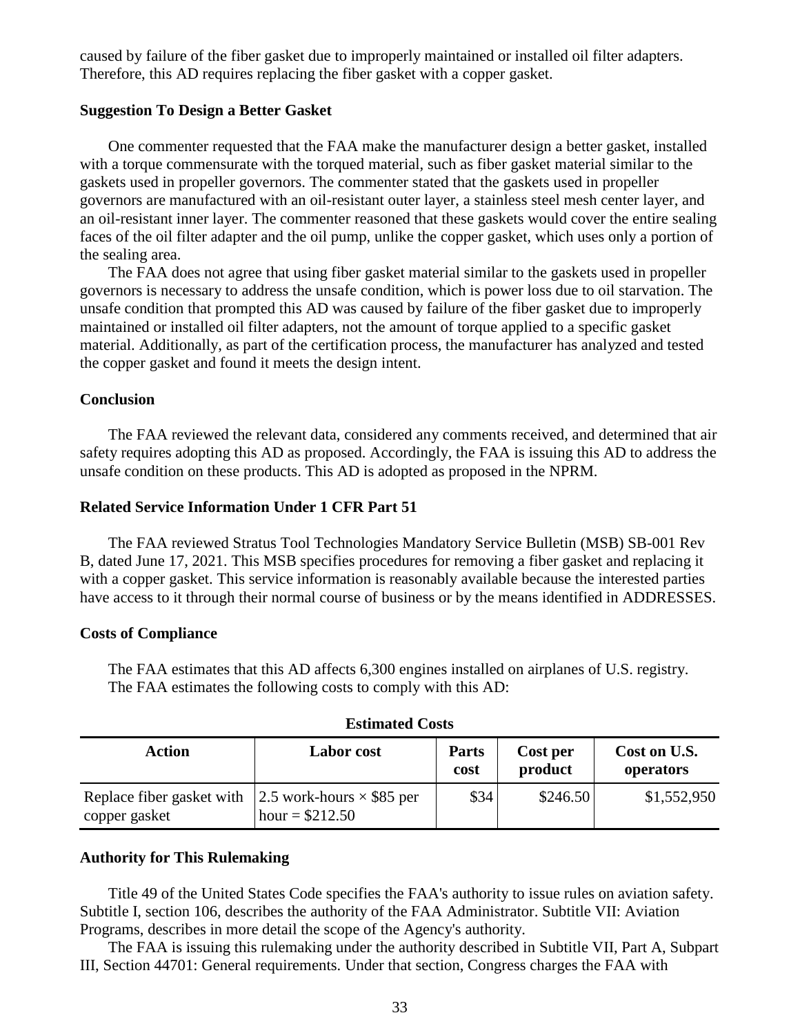caused by failure of the fiber gasket due to improperly maintained or installed oil filter adapters. Therefore, this AD requires replacing the fiber gasket with a copper gasket.

**Suggestion To Design a Better Gasket**

One commenter requested that the FAA make the manufacturer design a better gasket, installed with a torque commensurate with the torqued material, such as fiber gasket material similar to the gaskets used in propeller governors. The commenter stated that the gaskets used in propeller governors are manufactured with an oil-resistant outer layer, a stainless steel mesh center layer, and an oil-resistant inner layer. The commenter reasoned that these gaskets would cover the entire sealing faces of the oil filter adapter and the oil pump, unlike the copper gasket, which uses only a portion of the sealing area.

The FAA does not agree that using fiber gasket material similar to the gaskets used in propeller governors is necessary to address the unsafe condition, which is power loss due to oil starvation. The unsafe condition that prompted this AD was caused by failure of the fiber gasket due to improperly maintained or installed oil filter adapters, not the amount of torque applied to a specific gasket material. Additionally, as part of the certification process, the manufacturer has analyzed and tested the copper gasket and found it meets the design intent.

**Conclusion**

The FAA reviewed the relevant data, considered any comments received, and determined that air safety requires adopting this AD as proposed. Accordingly, the FAA is issuing this AD to address the unsafe condition on these products. This AD is adopted as proposed in the NPRM.

**Related Service Information Under 1 CFR Part 51**

The FAA reviewed Stratus Tool Technologies Mandatory Service Bulletin (MSB) SB-001 Rev B, dated June 17, 2021. This MSB specifies procedures for removing a fiber gasket and replacing it with a copper gasket. This service information is reasonably available because the interested parties have access to it through their normal course of business or by the means identified in ADDRESSES.

**Costs of Compliance**

The FAA estimates that this AD affects 6,300 engines installed on airplanes of U.S. registry. The FAA estimates the following costs to comply with this AD:

**Estimated Costs**

| Action | Labor cost | Parts cost | Cost per product | Cost on U.S. operators |
|---|---|---|---|---|
| Replace fiber gasket with copper gasket | 2.5 work-hours × $85 per hour = $212.50 | $34 | $246.50 | $1,552,950 |

**Authority for This Rulemaking**

Title 49 of the United States Code specifies the FAA's authority to issue rules on aviation safety. Subtitle I, section 106, describes the authority of the FAA Administrator. Subtitle VII: Aviation Programs, describes in more detail the scope of the Agency's authority.

The FAA is issuing this rulemaking under the authority described in Subtitle VII, Part A, Subpart III, Section 44701: General requirements. Under that section, Congress charges the FAA with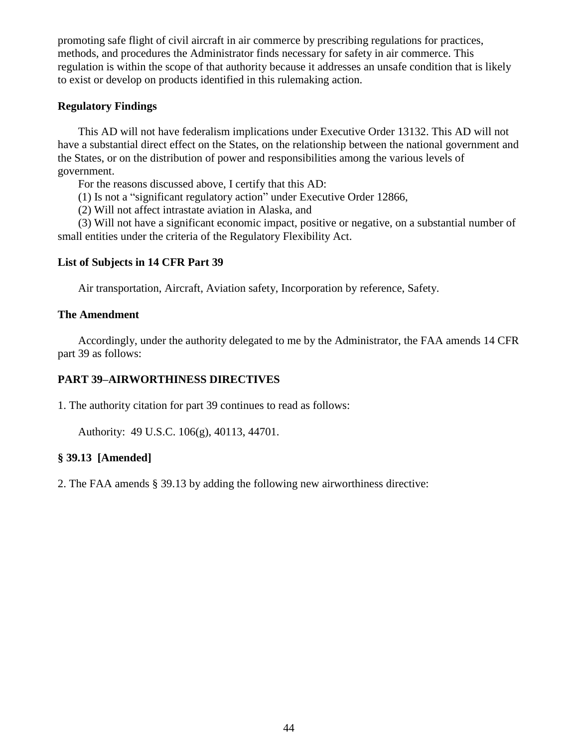promoting safe flight of civil aircraft in air commerce by prescribing regulations for practices, methods, and procedures the Administrator finds necessary for safety in air commerce. This regulation is within the scope of that authority because it addresses an unsafe condition that is likely to exist or develop on products identified in this rulemaking action.

### Regulatory Findings

This AD will not have federalism implications under Executive Order 13132. This AD will not have a substantial direct effect on the States, on the relationship between the national government and the States, or on the distribution of power and responsibilities among the various levels of government.

For the reasons discussed above, I certify that this AD:

(1) Is not a "significant regulatory action" under Executive Order 12866,

(2) Will not affect intrastate aviation in Alaska, and

(3) Will not have a significant economic impact, positive or negative, on a substantial number of small entities under the criteria of the Regulatory Flexibility Act.

### List of Subjects in 14 CFR Part 39

Air transportation, Aircraft, Aviation safety, Incorporation by reference, Safety.

### The Amendment

Accordingly, under the authority delegated to me by the Administrator, the FAA amends 14 CFR part 39 as follows:

### PART 39–AIRWORTHINESS DIRECTIVES

1. The authority citation for part 39 continues to read as follows:

Authority: 49 U.S.C. 106(g), 40113, 44701.

### § 39.13 [Amended]

2. The FAA amends § 39.13 by adding the following new airworthiness directive: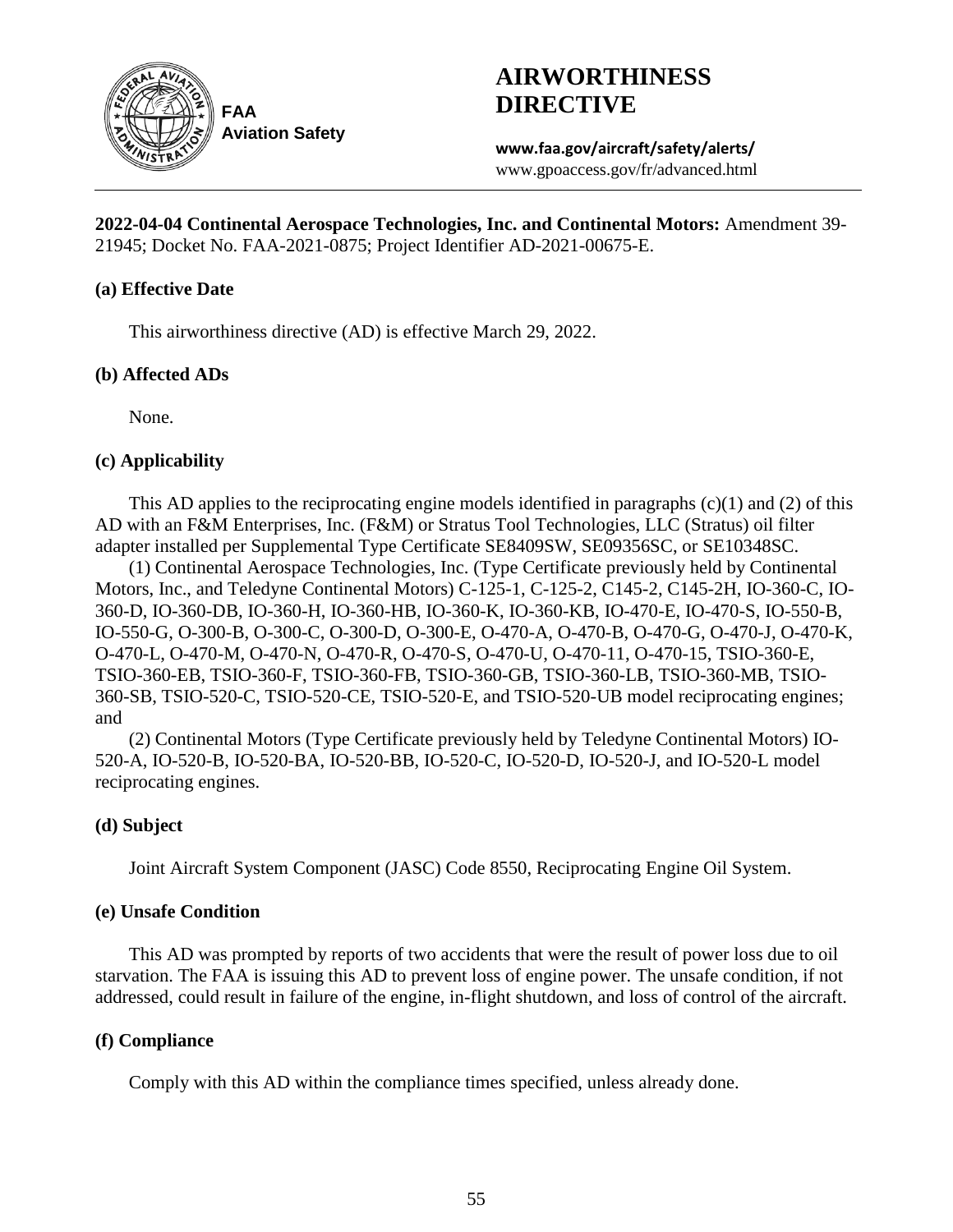# AIRWORTHINESS DIRECTIVE

FAA
Aviation Safety

**www.faa.gov/aircraft/safety/alerts/**
www.gpoaccess.gov/fr/advanced.html

**2022-04-04 Continental Aerospace Technologies, Inc. and Continental Motors:** Amendment 39-21945; Docket No. FAA-2021-0875; Project Identifier AD-2021-00675-E.

### (a) Effective Date

This airworthiness directive (AD) is effective March 29, 2022.

### (b) Affected ADs

None.

### (c) Applicability

This AD applies to the reciprocating engine models identified in paragraphs (c)(1) and (2) of this AD with an F&M Enterprises, Inc. (F&M) or Stratus Tool Technologies, LLC (Stratus) oil filter adapter installed per Supplemental Type Certificate SE8409SW, SE09356SC, or SE10348SC.

(1) Continental Aerospace Technologies, Inc. (Type Certificate previously held by Continental Motors, Inc., and Teledyne Continental Motors) C-125-1, C-125-2, C145-2, C145-2H, IO-360-C, IO-360-D, IO-360-DB, IO-360-H, IO-360-HB, IO-360-K, IO-360-KB, IO-470-E, IO-470-S, IO-550-B, IO-550-G, O-300-B, O-300-C, O-300-D, O-300-E, O-470-A, O-470-B, O-470-G, O-470-J, O-470-K, O-470-L, O-470-M, O-470-N, O-470-R, O-470-S, O-470-U, O-470-11, O-470-15, TSIO-360-E, TSIO-360-EB, TSIO-360-F, TSIO-360-FB, TSIO-360-GB, TSIO-360-LB, TSIO-360-MB, TSIO-360-SB, TSIO-520-C, TSIO-520-CE, TSIO-520-E, and TSIO-520-UB model reciprocating engines; and

(2) Continental Motors (Type Certificate previously held by Teledyne Continental Motors) IO-520-A, IO-520-B, IO-520-BA, IO-520-BB, IO-520-C, IO-520-D, IO-520-J, and IO-520-L model reciprocating engines.

### (d) Subject

Joint Aircraft System Component (JASC) Code 8550, Reciprocating Engine Oil System.

### (e) Unsafe Condition

This AD was prompted by reports of two accidents that were the result of power loss due to oil starvation. The FAA is issuing this AD to prevent loss of engine power. The unsafe condition, if not addressed, could result in failure of the engine, in-flight shutdown, and loss of control of the aircraft.

### (f) Compliance

Comply with this AD within the compliance times specified, unless already done.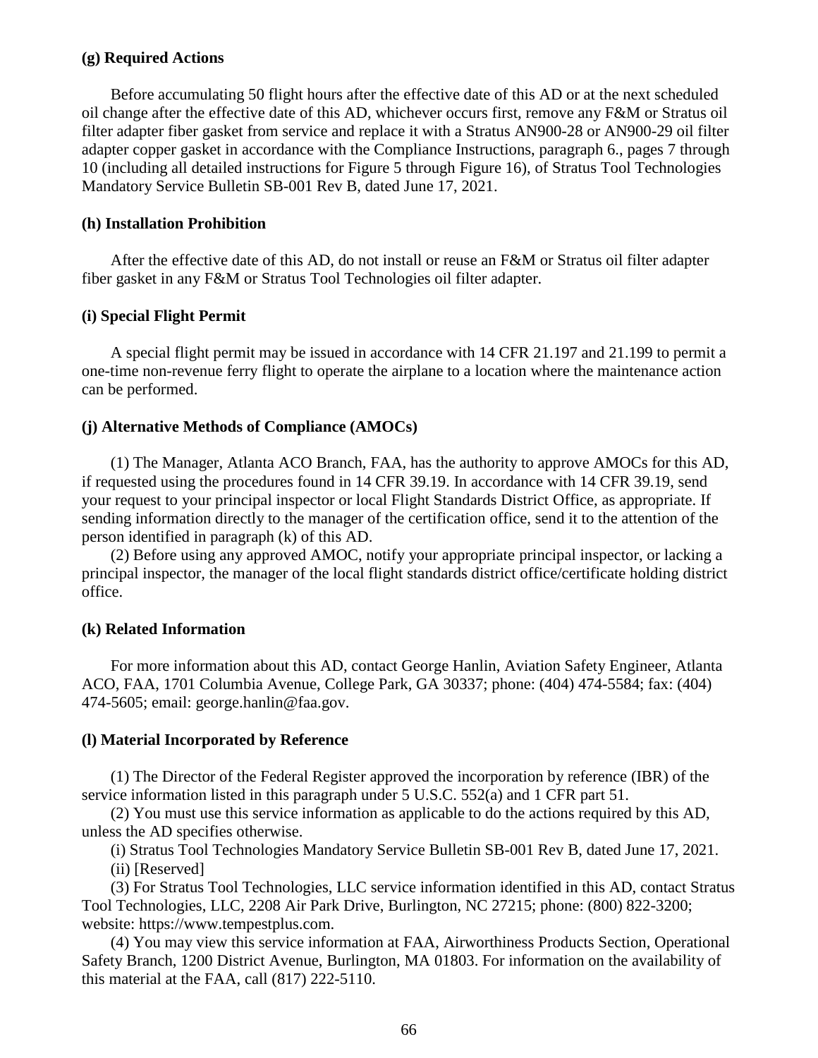**(g) Required Actions**

Before accumulating 50 flight hours after the effective date of this AD or at the next scheduled oil change after the effective date of this AD, whichever occurs first, remove any F&M or Stratus oil filter adapter fiber gasket from service and replace it with a Stratus AN900-28 or AN900-29 oil filter adapter copper gasket in accordance with the Compliance Instructions, paragraph 6., pages 7 through 10 (including all detailed instructions for Figure 5 through Figure 16), of Stratus Tool Technologies Mandatory Service Bulletin SB-001 Rev B, dated June 17, 2021.

**(h) Installation Prohibition**

After the effective date of this AD, do not install or reuse an F&M or Stratus oil filter adapter fiber gasket in any F&M or Stratus Tool Technologies oil filter adapter.

**(i) Special Flight Permit**

A special flight permit may be issued in accordance with 14 CFR 21.197 and 21.199 to permit a one-time non-revenue ferry flight to operate the airplane to a location where the maintenance action can be performed.

**(j) Alternative Methods of Compliance (AMOCs)**

(1) The Manager, Atlanta ACO Branch, FAA, has the authority to approve AMOCs for this AD, if requested using the procedures found in 14 CFR 39.19. In accordance with 14 CFR 39.19, send your request to your principal inspector or local Flight Standards District Office, as appropriate. If sending information directly to the manager of the certification office, send it to the attention of the person identified in paragraph (k) of this AD.

(2) Before using any approved AMOC, notify your appropriate principal inspector, or lacking a principal inspector, the manager of the local flight standards district office/certificate holding district office.

**(k) Related Information**

For more information about this AD, contact George Hanlin, Aviation Safety Engineer, Atlanta ACO, FAA, 1701 Columbia Avenue, College Park, GA 30337; phone: (404) 474-5584; fax: (404) 474-5605; email: george.hanlin@faa.gov.

**(l) Material Incorporated by Reference**

(1) The Director of the Federal Register approved the incorporation by reference (IBR) of the service information listed in this paragraph under 5 U.S.C. 552(a) and 1 CFR part 51.

(2) You must use this service information as applicable to do the actions required by this AD, unless the AD specifies otherwise.

(i) Stratus Tool Technologies Mandatory Service Bulletin SB-001 Rev B, dated June 17, 2021.

(ii) [Reserved]

(3) For Stratus Tool Technologies, LLC service information identified in this AD, contact Stratus Tool Technologies, LLC, 2208 Air Park Drive, Burlington, NC 27215; phone: (800) 822-3200; website: https://www.tempestplus.com.

(4) You may view this service information at FAA, Airworthiness Products Section, Operational Safety Branch, 1200 District Avenue, Burlington, MA 01803. For information on the availability of this material at the FAA, call (817) 222-5110.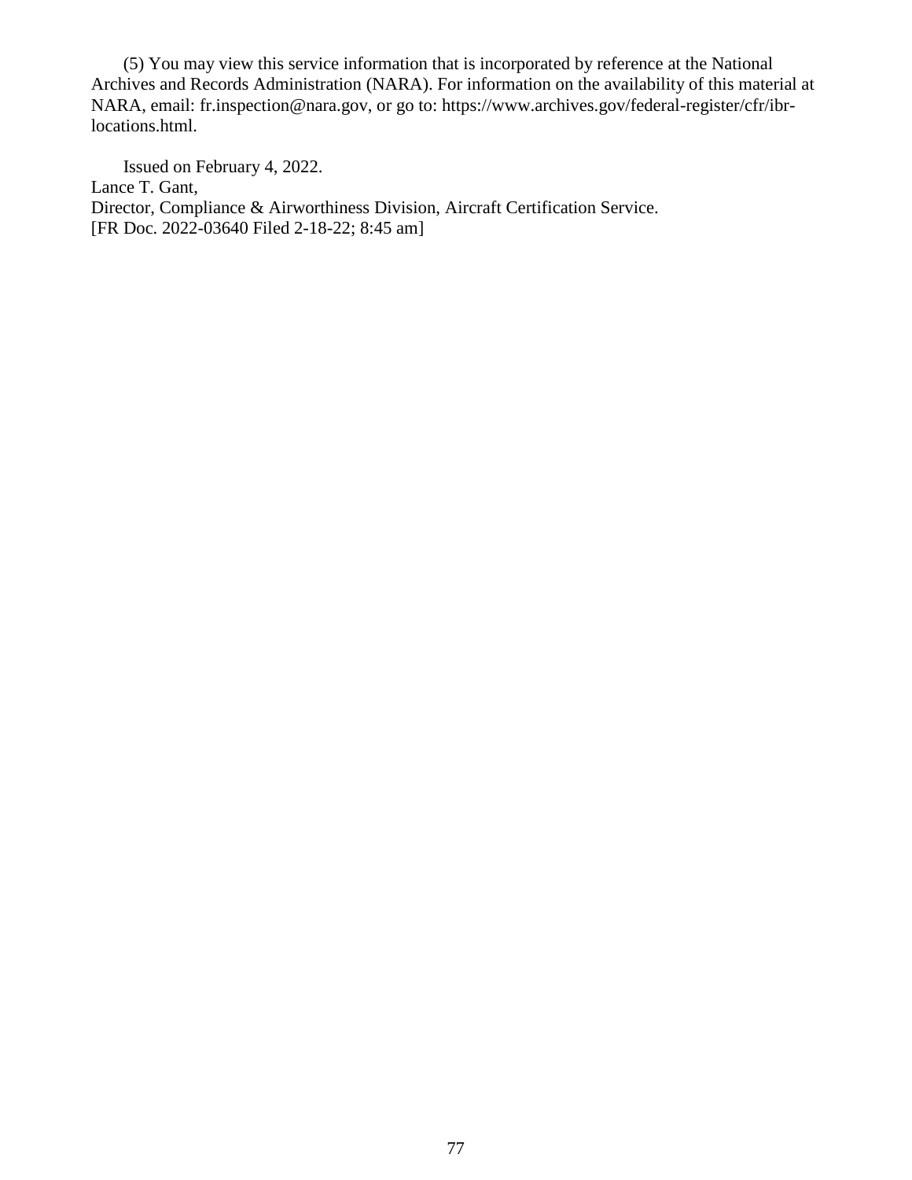(5) You may view this service information that is incorporated by reference at the National Archives and Records Administration (NARA). For information on the availability of this material at NARA, email: fr.inspection@nara.gov, or go to: https://www.archives.gov/federal-register/cfr/ibr-locations.html.

Issued on February 4, 2022.

Lance T. Gant,

Director, Compliance & Airworthiness Division, Aircraft Certification Service.

[FR Doc. 2022-03640 Filed 2-18-22; 8:45 am]